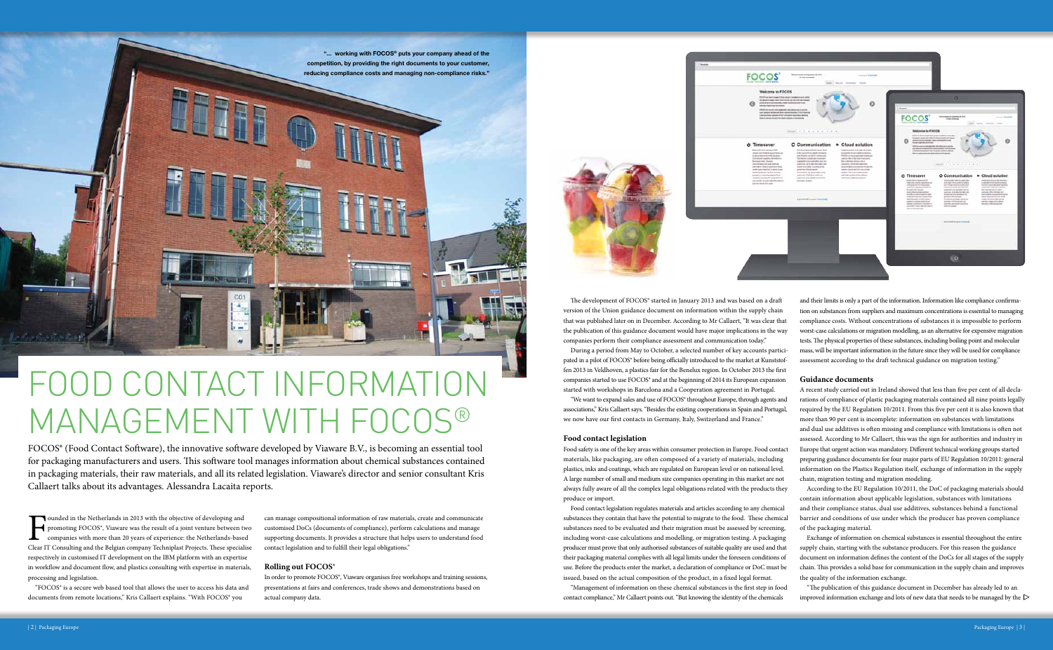"... working with FOCOS® puts your company ahead of the competition, by providing the right documents to your customer, reducing compliance costs and managing non-compliance risks."

# FOOD CONTACT INFORMATION MANAGEMENT WITH FOCOS®

FOCOS® (Food Contact Software), the innovative software developed by Viaware B.V., is becoming an essential tool for packaging manufacturers and users. This software tool manages information about chemical substances contained in packaging materials, their raw materials, and all its related legislation. Viaware's director and senior consultant Kris Callaert talks about its advantages. Alessandra Lacaita reports.

Founded in the Netherlands in 2013 with the objective of developing and promoting FOCOS®, Viaware was the result of a joint venture between two companies with more than 20 years of experience: the Netherlands-based Clear IT Consulting and the Belgian company Techniplast Projects. These specialise respectively in customised IT development on the IBM platform with an expertise in workflow and document flow, and plastics consulting with expertise in materials, processing and legislation.

"FOCOS® is a secure web based tool that allows the user to access his data and documents from remote locations," Kris Callaert explains. "With FOCOS® you can manage compositional information of raw materials, create and communicate customised DoCs (documents of compliance), perform calculations and manage supporting documents. It provides a structure that helps users to understand food contact legislation and to fulfill their legal obligations."

### Rolling out FOCOS®

In order to promote FOCOS®, Viaware organises free workshops and training sessions, presentations at fairs and conferences, trade shows and demonstrations based on actual company data.

The development of FOCOS® started in January 2013 and was based on a draft version of the Union guidance document on information within the supply chain that was published later on in December. According to Mr Callaert, "It was clear that the publication of this guidance document would have major implications in the way companies perform their compliance assessment and communication today."

During a period from May to October, a selected number of key accounts participated in a pilot of FOCOS® before being officially introduced to the market at Kunststoffen 2013 in Veldhoven, a plastics fair for the Benelux region. In October 2013 the first companies started to use FOCOS® and at the beginning of 2014 its European expansion started with workshops in Barcelona and a Cooperation agreement in Portugal.

"We want to expand sales and use of FOCOS® throughout Europe, through agents and associations," Kris Callaert says. "Besides the existing cooperations in Spain and Portugal, we now have our first contacts in Germany, Italy, Switzerland and France."

### Food contact legislation

Food safety is one of the key areas within consumer protection in Europe. Food contact materials, like packaging, are often composed of a variety of materials, including plastics, inks and coatings, which are regulated on European level or on national level. A large number of small and medium size companies operating in this market are not always fully aware of all the complex legal obligations related with the products they produce or import.

Food contact legislation regulates materials and articles according to any chemical substances they contain that have the potential to migrate to the food. These chemical substances need to be evaluated and their migration must be assessed by screening, including worst-case calculations and modelling, or migration testing. A packaging producer must prove that only authorised substances of suitable quality are used and that their packaging material complies with all legal limits under the foreseen conditions of use. Before the products enter the market, a declaration of compliance or DoC must be issued, based on the actual composition of the product, in a fixed legal format.

"Management of information on these chemical substances is the first step in food contact compliance," Mr Callaert points out. "But knowing the identity of the chemicals and their limits is only a part of the information. Information like compliance confirmation on substances from suppliers and maximum concentrations is essential to managing compliance costs. Without concentrations of substances it is impossible to perform worst-case calculations or migration modelling, as an alternative for expensive migration tests. The physical properties of these substances, including boiling point and molecular mass, will be important information in the future since they will be used for compliance assessment according to the draft technical guidance on migration testing."

### Guidance documents

A recent study carried out in Ireland showed that less than five per cent of all declarations of compliance of plastic packaging materials contained all nine points legally required by the EU Regulation 10/2011. From this five per cent it is also known that more than 90 per cent is incomplete: information on substances with limitations and dual use additives is often missing and compliance with limitations is often not assessed. According to Mr Callaert, this was the sign for authorities and industry in Europe that urgent action was mandatory. Different technical working groups started preparing guidance documents for four major parts of EU Regulation 10/2011: general information on the Plastics Regulation itself, exchange of information in the supply chain, migration testing and migration modeling.

According to the EU Regulation 10/2011, the DoC of packaging materials should contain information about applicable legislation, substances with limitations and their compliance status, dual use additives, substances behind a functional barrier and conditions of use under which the producer has proven compliance of the packaging material.

Exchange of information on chemical substances is essential throughout the entire supply chain, starting with the substance producers. For this reason the guidance document on information defines the content of the DoCs for all stages of the supply chain. This provides a solid base for communication in the supply chain and improves the quality of the information exchange.

"The publication of this guidance document in December has already led to an improved information exchange and lots of new data that needs to be managed by the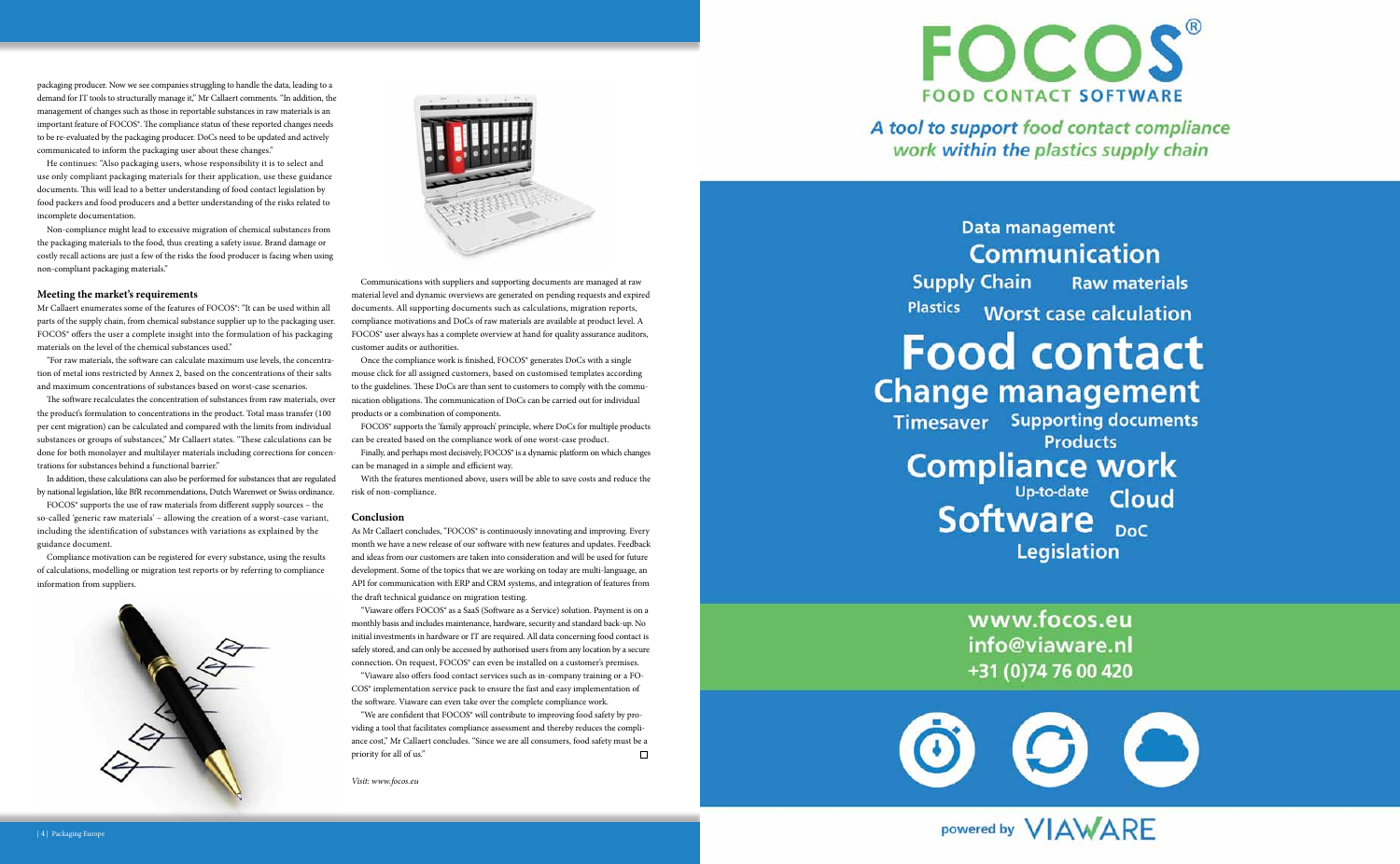packaging producer. Now we see companies struggling to handle the data, leading to a demand for IT tools to structurally manage it," Mr Callaert comments. "In addition, the management of changes such as those in reportable substances in raw materials is an important feature of FOCOS®. The compliance status of these reported changes needs to be re-evaluated by the packaging producer. DoCs need to be updated and actively communicated to inform the packaging user about these changes."

He continues: "Also packaging users, whose responsibility it is to select and use only compliant packaging materials for their application, use these guidance documents. This will lead to a better understanding of food contact legislation by food packers and food producers and a better understanding of the risks related to incomplete documentation.

Non-compliance might lead to excessive migration of chemical substances from the packaging materials to the food, thus creating a safety issue. Brand damage or costly recall actions are just a few of the risks the food producer is facing when using non-compliant packaging materials."

### Meeting the market's requirements

Mr Callaert enumerates some of the features of FOCOS®: "It can be used within all parts of the supply chain, from chemical substance supplier up to the packaging user. FOCOS® offers the user a complete insight into the formulation of his packaging materials on the level of the chemical substances used."

"For raw materials, the software can calculate maximum use levels, the concentration of metal ions restricted by Annex 2, based on the concentrations of their salts and maximum concentrations of substances based on worst-case scenarios.

The software recalculates the concentration of substances from raw materials, over the product's formulation to concentrations in the product. Total mass transfer (100 per cent migration) can be calculated and compared with the limits from individual substances or groups of substances," Mr Callaert states. "These calculations can be done for both monolayer and multilayer materials including corrections for concentrations for substances behind a functional barrier."

In addition, these calculations can also be performed for substances that are regulated by national legislation, like BfR recommendations, Dutch Warenwet or Swiss ordinance.

FOCOS® supports the use of raw materials from different supply sources – the so-called 'generic raw materials' – allowing the creation of a worst-case variant, including the identification of substances with variations as explained by the guidance document.

Compliance motivation can be registered for every substance, using the results of calculations, modelling or migration test reports or by referring to compliance information from suppliers.

Communications with suppliers and supporting documents are managed at raw material level and dynamic overviews are generated on pending requests and expired documents. All supporting documents such as calculations, migration reports, compliance motivations and DoCs of raw materials are available at product level. A FOCOS® user always has a complete overview at hand for quality assurance auditors, customer audits or authorities.

Once the compliance work is finished, FOCOS® generates DoCs with a single mouse click for all assigned customers, based on customised templates according to the guidelines. These DoCs are than sent to customers to comply with the communication obligations. The communication of DoCs can be carried out for individual products or a combination of components.

FOCOS® supports the 'family approach' principle, where DoCs for multiple products can be created based on the compliance work of one worst-case product.

Finally, and perhaps most decisively, FOCOS® is a dynamic platform on which changes can be managed in a simple and efficient way.

With the features mentioned above, users will be able to save costs and reduce the risk of non-compliance.

### Conclusion

As Mr Callaert concludes, "FOCOS® is continuously innovating and improving. Every month we have a new release of our software with new features and updates. Feedback and ideas from our customers are taken into consideration and will be used for future development. Some of the topics that we are working on today are multi-language, an API for communication with ERP and CRM systems, and integration of features from the draft technical guidance on migration testing.

"Viaware offers FOCOS® as a SaaS (Software as a Service) solution. Payment is on a monthly basis and includes maintenance, hardware, security and standard back-up. No initial investments in hardware or IT are required. All data concerning food contact is safely stored, and can only be accessed by authorised users from any location by a secure connection. On request, FOCOS® can even be installed on a customer's premises.

"Viaware also offers food contact services such as in-company training or a FOCOS® implementation service pack to ensure the fast and easy implementation of the software. Viaware can even take over the complete compliance work.

"We are confident that FOCOS® will contribute to improving food safety by providing a tool that facilitates compliance assessment and thereby reduces the compliance cost," Mr Callaert concludes. "Since we are all consumers, food safety must be a priority for all of us."

*Visit: www.focos.eu*

# FOCOS®

## FOOD CONTACT SOFTWARE

*A tool to support food contact compliance work within the plastics supply chain*

Data management
Communication
Supply Chain
Raw materials
Plastics
Worst case calculation
Food contact
Change management
Timesaver
Supporting documents
Products
Compliance work
Up-to-date
Cloud
Software
DoC
Legislation

www.focos.eu
info@viaware.nl
+31 (0)74 76 00 420

powered by VIAWARE